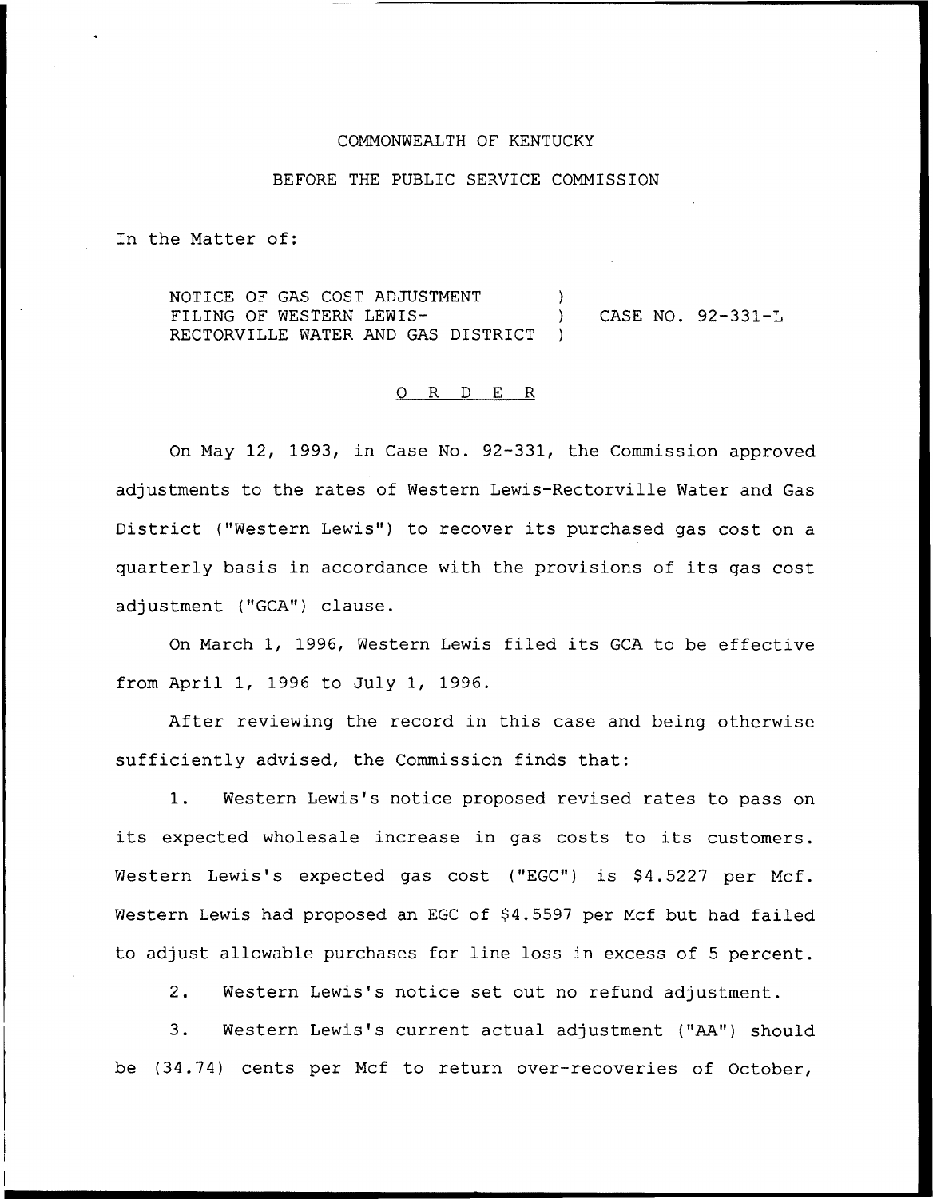COMMONWEALTH OF KENTUCKY

BEFORE THE PUBLIC SERVICE COMMISSION

In the Matter of:

NOTICE OF GAS COST ADJUSTMENT FILING OF WESTERN LEWIS-RECTORVILLE WATER AND GAS DISTRICT ) CASE NO. 92-331-L

O R D E R

On May 12, 1993, in Case No. 92-331, the Commission approved adjustments to the rates of Western Lewis-Rectorville Water and Gas District ("Western Lewis") to recover its purchased gas cost on a quarterly basis in accordance with the provisions of its gas cost adjustment ("GCA") clause.

On March 1, 1996, Western Lewis filed its GCA to be effective from April 1, 1996 to July 1, 1996.

After reviewing the record in this case and being otherwise sufficiently advised, the Commission finds that:

1. Western Lewis's notice proposed revised rates to pass on its expected wholesale increase in gas costs to its customers. Western Lewis's expected gas cost ("EGC") is $4.5227 per Mcf. Western Lewis had proposed an EGC of $4.5597 per Mcf but had failed to adjust allowable purchases for line loss in excess of 5 percent.

2. Western Lewis's notice set out no refund adjustment.

3. Western Lewis's current actual adjustment ("AA") should be (34.74) cents per Mcf to return over-recoveries of October,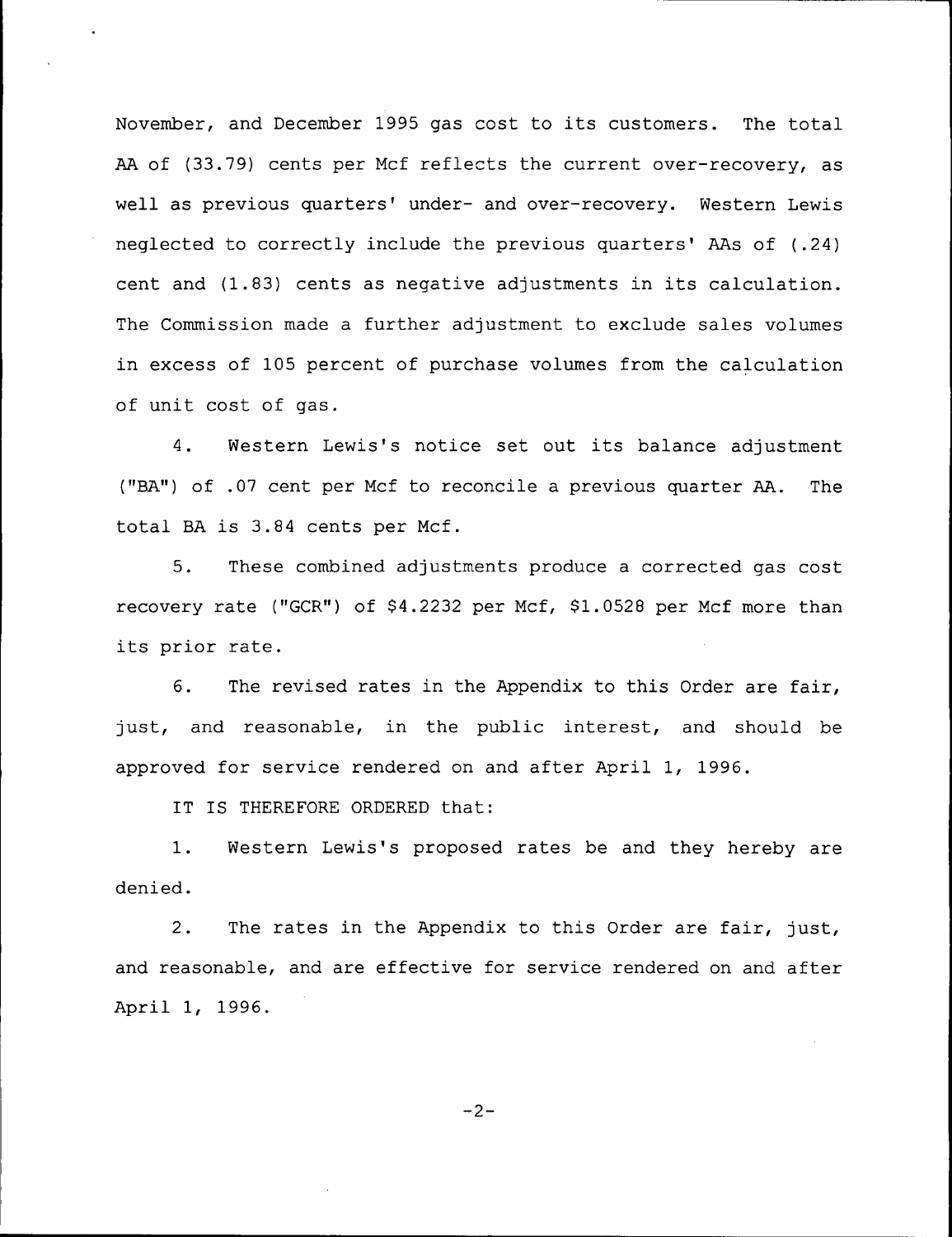November, and December 1995 gas cost to its customers. The total AA of (33.79) cents per Mcf reflects the current over-recovery, as well as previous quarters' under- and over-recovery. Western Lewis neglected to correctly include the previous quarters' AAs of (.24) cent and (1.83) cents as negative adjustments in its calculation. The Commission made a further adjustment to exclude sales volumes in excess of 105 percent of purchase volumes from the calculation of unit cost of gas.

4. Western Lewis's notice set out its balance adjustment ("BA") of .07 cent per Mcf to reconcile a previous quarter AA. The total BA is 3.84 cents per Mcf.

5. These combined adjustments produce a corrected gas cost recovery rate ("GCR") of $4.2232 per Mcf, $1.0528 per Mcf more than its prior rate.

6. The revised rates in the Appendix to this Order are fair, just, and reasonable, in the public interest, and should be approved for service rendered on and after April 1, 1996.

IT IS THEREFORE ORDERED that:

1. Western Lewis's proposed rates be and they hereby are denied.

2. The rates in the Appendix to this Order are fair, just, and reasonable, and are effective for service rendered on and after April 1, 1996.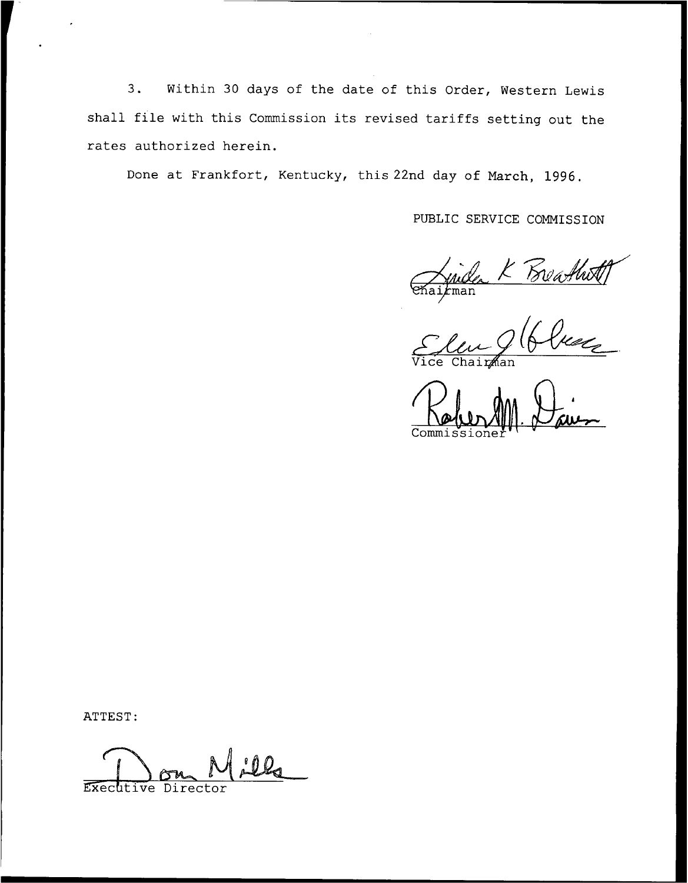3. Within 30 days of the date of this Order, Western Lewis shall file with this Commission its revised tariffs setting out the rates authorized herein.

Done at Frankfort, Kentucky, this 22nd day of March, 1996.

PUBLIC SERVICE COMMISSION

Chairman

Vice Chairman

Commissioner

ATTEST:

Executive Director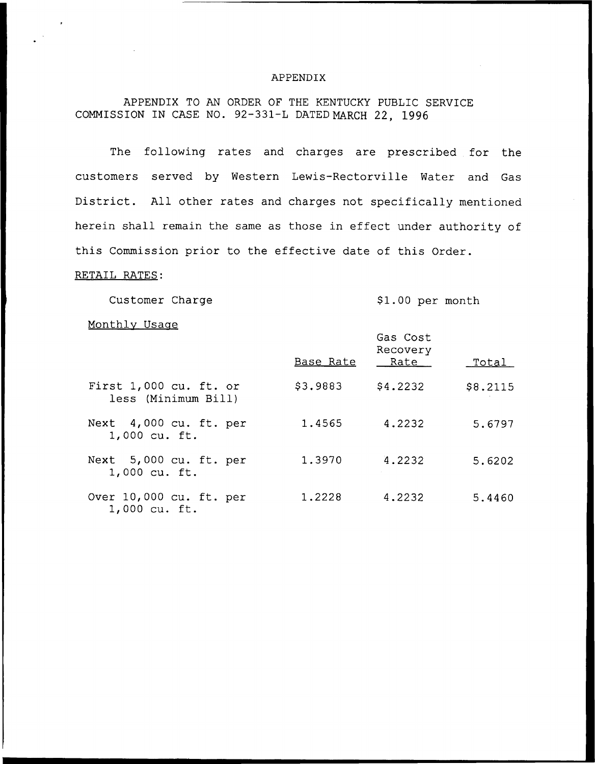APPENDIX

APPENDIX TO AN ORDER OF THE KENTUCKY PUBLIC SERVICE COMMISSION IN CASE NO. 92-331-L DATED MARCH 22, 1996

The following rates and charges are prescribed for the customers served by Western Lewis-Rectorville Water and Gas District. All other rates and charges not specifically mentioned herein shall remain the same as those in effect under authority of this Commission prior to the effective date of this Order.

RETAIL RATES:

Customer Charge $1.00 per month

Monthly Usage

| | Base Rate | Gas Cost Recovery Rate | Total |
|---|---|---|---|
| First 1,000 cu. ft. or less (Minimum Bill) | $3.9883 | $4.2232 | $8.2115 |
| Next 4,000 cu. ft. per 1,000 cu. ft. | 1.4565 | 4.2232 | 5.6797 |
| Next 5,000 cu. ft. per 1,000 cu. ft. | 1.3970 | 4.2232 | 5.6202 |
| Over 10,000 cu. ft. per 1,000 cu. ft. | 1.2228 | 4.2232 | 5.4460 |